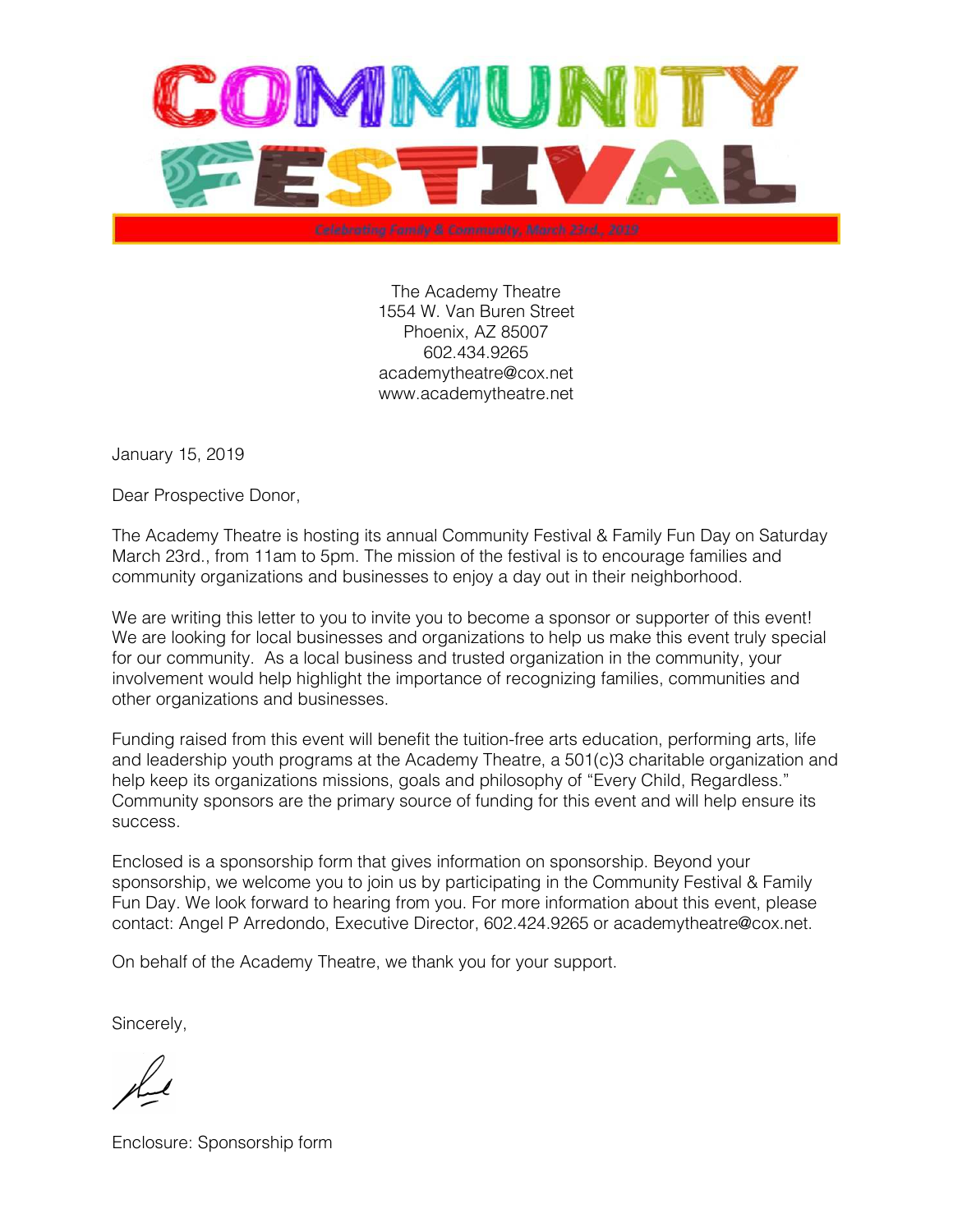# COMMUNITY FESTIVAL

*Celebrating Family & Community, March 23rd., 2019*

The Academy Theatre
1554 W. Van Buren Street
Phoenix, AZ 85007
602.434.9265
academytheatre@cox.net
www.academytheatre.net

January 15, 2019

Dear Prospective Donor,

The Academy Theatre is hosting its annual Community Festival & Family Fun Day on Saturday March 23rd., from 11am to 5pm. The mission of the festival is to encourage families and community organizations and businesses to enjoy a day out in their neighborhood.

We are writing this letter to you to invite you to become a sponsor or supporter of this event! We are looking for local businesses and organizations to help us make this event truly special for our community. As a local business and trusted organization in the community, your involvement would help highlight the importance of recognizing families, communities and other organizations and businesses.

Funding raised from this event will benefit the tuition-free arts education, performing arts, life and leadership youth programs at the Academy Theatre, a 501(c)3 charitable organization and help keep its organizations missions, goals and philosophy of "Every Child, Regardless." Community sponsors are the primary source of funding for this event and will help ensure its success.

Enclosed is a sponsorship form that gives information on sponsorship. Beyond your sponsorship, we welcome you to join us by participating in the Community Festival & Family Fun Day. We look forward to hearing from you. For more information about this event, please contact: Angel P Arredondo, Executive Director, 602.424.9265 or academytheatre@cox.net.

On behalf of the Academy Theatre, we thank you for your support.

Sincerely,

Enclosure: Sponsorship form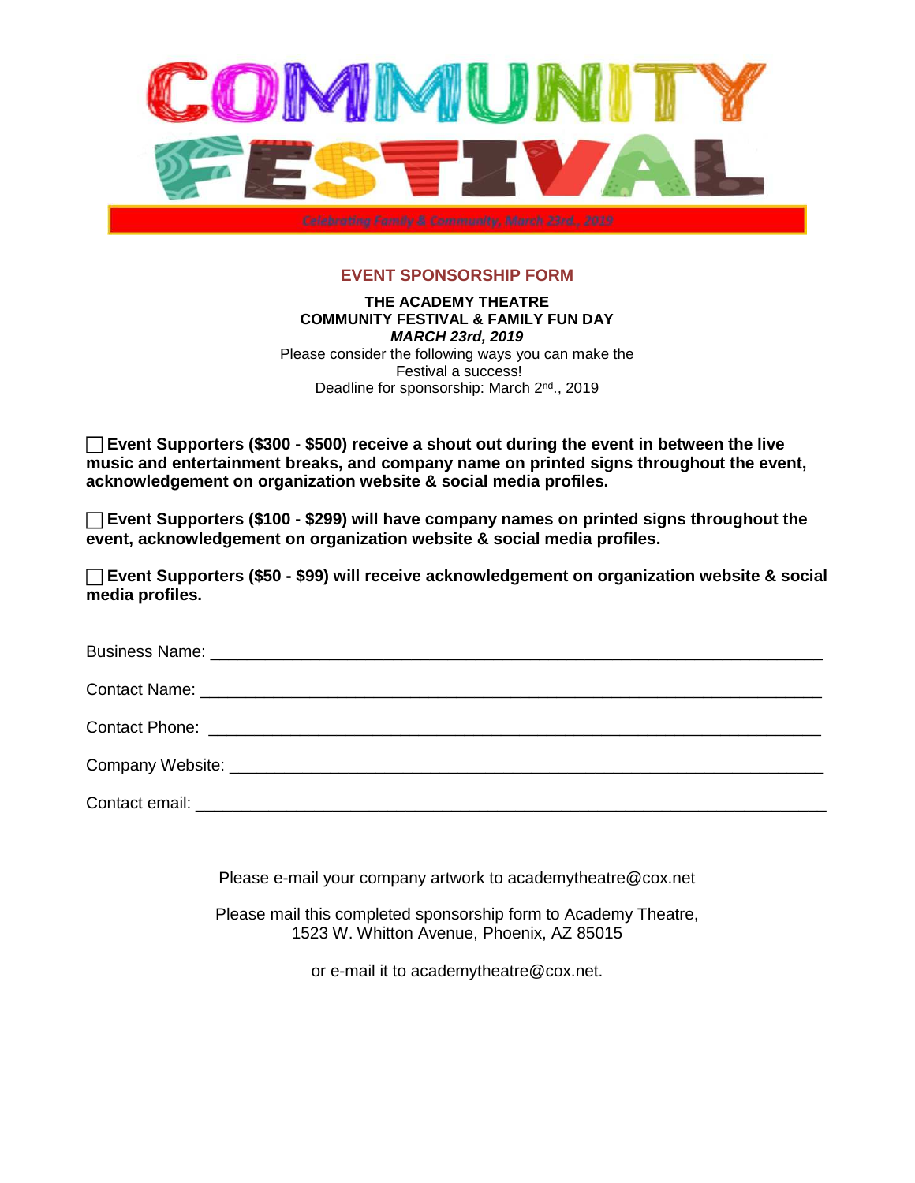# COMMUNITY FESTIVAL

*Celebrating Family & Community, March 23rd., 2019*

## EVENT SPONSORSHIP FORM

**THE ACADEMY THEATRE**
**COMMUNITY FESTIVAL & FAMILY FUN DAY**
***MARCH 23rd, 2019***
Please consider the following ways you can make the Festival a success!
Deadline for sponsorship: March 2nd., 2019

☐ **Event Supporters ($300 - $500) receive a shout out during the event in between the live music and entertainment breaks, and company name on printed signs throughout the event, acknowledgement on organization website & social media profiles.**

☐ **Event Supporters ($100 - $299) will have company names on printed signs throughout the event, acknowledgement on organization website & social media profiles.**

☐ **Event Supporters ($50 - $99) will receive acknowledgement on organization website & social media profiles.**

Business Name: ___________________________________________________________

Contact Name: ____________________________________________________________

Contact Phone: ___________________________________________________________

Company Website: _________________________________________________________

Contact email: ____________________________________________________________

Please e-mail your company artwork to academytheatre@cox.net

Please mail this completed sponsorship form to Academy Theatre, 1523 W. Whitton Avenue, Phoenix, AZ 85015

or e-mail it to academytheatre@cox.net.